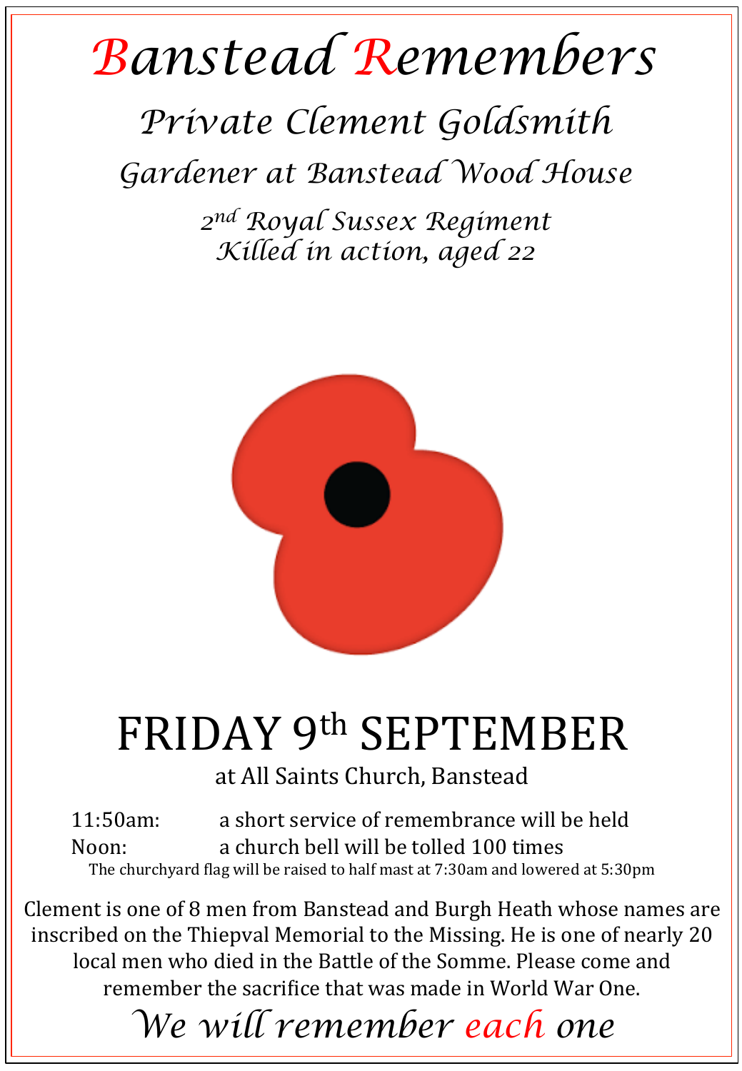# Banstead Remembers

## Private Clement Goldsmith

### Gardener at Banstead Wood House

*2nd Royal Sussex Regiment*
*Killed in action, aged 22*

# FRIDAY 9th SEPTEMBER

at All Saints Church, Banstead

11:50am: a short service of remembrance will be held
Noon: a church bell will be tolled 100 times

The churchyard flag will be raised to half mast at 7:30am and lowered at 5:30pm

Clement is one of 8 men from Banstead and Burgh Heath whose names are inscribed on the Thiepval Memorial to the Missing. He is one of nearly 20 local men who died in the Battle of the Somme. Please come and remember the sacrifice that was made in World War One.

*We will remember each one*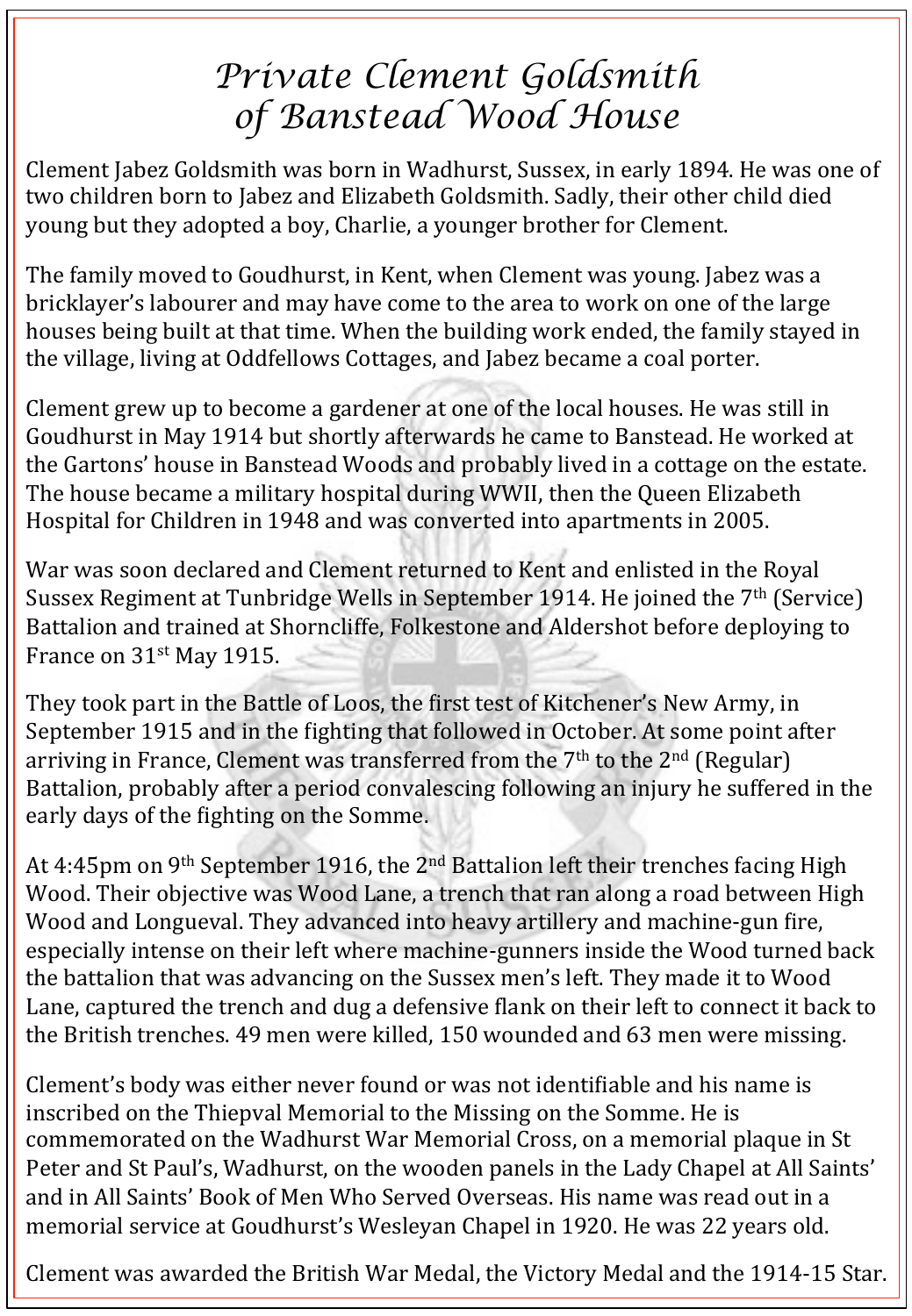# *Private Clement Goldsmith of Banstead Wood House*

Clement Jabez Goldsmith was born in Wadhurst, Sussex, in early 1894. He was one of two children born to Jabez and Elizabeth Goldsmith. Sadly, their other child died young but they adopted a boy, Charlie, a younger brother for Clement.

The family moved to Goudhurst, in Kent, when Clement was young. Jabez was a bricklayer's labourer and may have come to the area to work on one of the large houses being built at that time. When the building work ended, the family stayed in the village, living at Oddfellows Cottages, and Jabez became a coal porter.

Clement grew up to become a gardener at one of the local houses. He was still in Goudhurst in May 1914 but shortly afterwards he came to Banstead. He worked at the Gartons' house in Banstead Woods and probably lived in a cottage on the estate. The house became a military hospital during WWII, then the Queen Elizabeth Hospital for Children in 1948 and was converted into apartments in 2005.

War was soon declared and Clement returned to Kent and enlisted in the Royal Sussex Regiment at Tunbridge Wells in September 1914. He joined the 7th (Service) Battalion and trained at Shorncliffe, Folkestone and Aldershot before deploying to France on 31st May 1915.

They took part in the Battle of Loos, the first test of Kitchener's New Army, in September 1915 and in the fighting that followed in October. At some point after arriving in France, Clement was transferred from the 7th to the 2nd (Regular) Battalion, probably after a period convalescing following an injury he suffered in the early days of the fighting on the Somme.

At 4:45pm on 9th September 1916, the 2nd Battalion left their trenches facing High Wood. Their objective was Wood Lane, a trench that ran along a road between High Wood and Longueval. They advanced into heavy artillery and machine-gun fire, especially intense on their left where machine-gunners inside the Wood turned back the battalion that was advancing on the Sussex men's left. They made it to Wood Lane, captured the trench and dug a defensive flank on their left to connect it back to the British trenches. 49 men were killed, 150 wounded and 63 men were missing.

Clement's body was either never found or was not identifiable and his name is inscribed on the Thiepval Memorial to the Missing on the Somme. He is commemorated on the Wadhurst War Memorial Cross, on a memorial plaque in St Peter and St Paul's, Wadhurst, on the wooden panels in the Lady Chapel at All Saints' and in All Saints' Book of Men Who Served Overseas. His name was read out in a memorial service at Goudhurst's Wesleyan Chapel in 1920. He was 22 years old.

Clement was awarded the British War Medal, the Victory Medal and the 1914-15 Star.